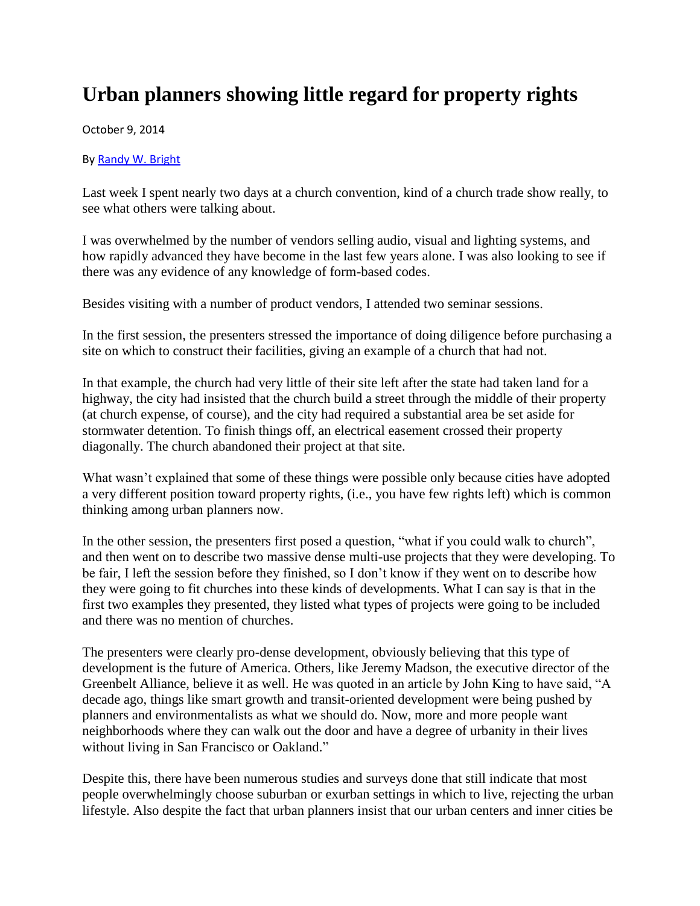# Urban planners showing little regard for property rights

October 9, 2014

By Randy W. Bright

Last week I spent nearly two days at a church convention, kind of a church trade show really, to see what others were talking about.

I was overwhelmed by the number of vendors selling audio, visual and lighting systems, and how rapidly advanced they have become in the last few years alone. I was also looking to see if there was any evidence of any knowledge of form-based codes.

Besides visiting with a number of product vendors, I attended two seminar sessions.

In the first session, the presenters stressed the importance of doing diligence before purchasing a site on which to construct their facilities, giving an example of a church that had not.

In that example, the church had very little of their site left after the state had taken land for a highway, the city had insisted that the church build a street through the middle of their property (at church expense, of course), and the city had required a substantial area be set aside for stormwater detention. To finish things off, an electrical easement crossed their property diagonally. The church abandoned their project at that site.

What wasn't explained that some of these things were possible only because cities have adopted a very different position toward property rights, (i.e., you have few rights left) which is common thinking among urban planners now.

In the other session, the presenters first posed a question, "what if you could walk to church", and then went on to describe two massive dense multi-use projects that they were developing. To be fair, I left the session before they finished, so I don't know if they went on to describe how they were going to fit churches into these kinds of developments. What I can say is that in the first two examples they presented, they listed what types of projects were going to be included and there was no mention of churches.

The presenters were clearly pro-dense development, obviously believing that this type of development is the future of America. Others, like Jeremy Madson, the executive director of the Greenbelt Alliance, believe it as well. He was quoted in an article by John King to have said, "A decade ago, things like smart growth and transit-oriented development were being pushed by planners and environmentalists as what we should do. Now, more and more people want neighborhoods where they can walk out the door and have a degree of urbanity in their lives without living in San Francisco or Oakland."

Despite this, there have been numerous studies and surveys done that still indicate that most people overwhelmingly choose suburban or exurban settings in which to live, rejecting the urban lifestyle. Also despite the fact that urban planners insist that our urban centers and inner cities be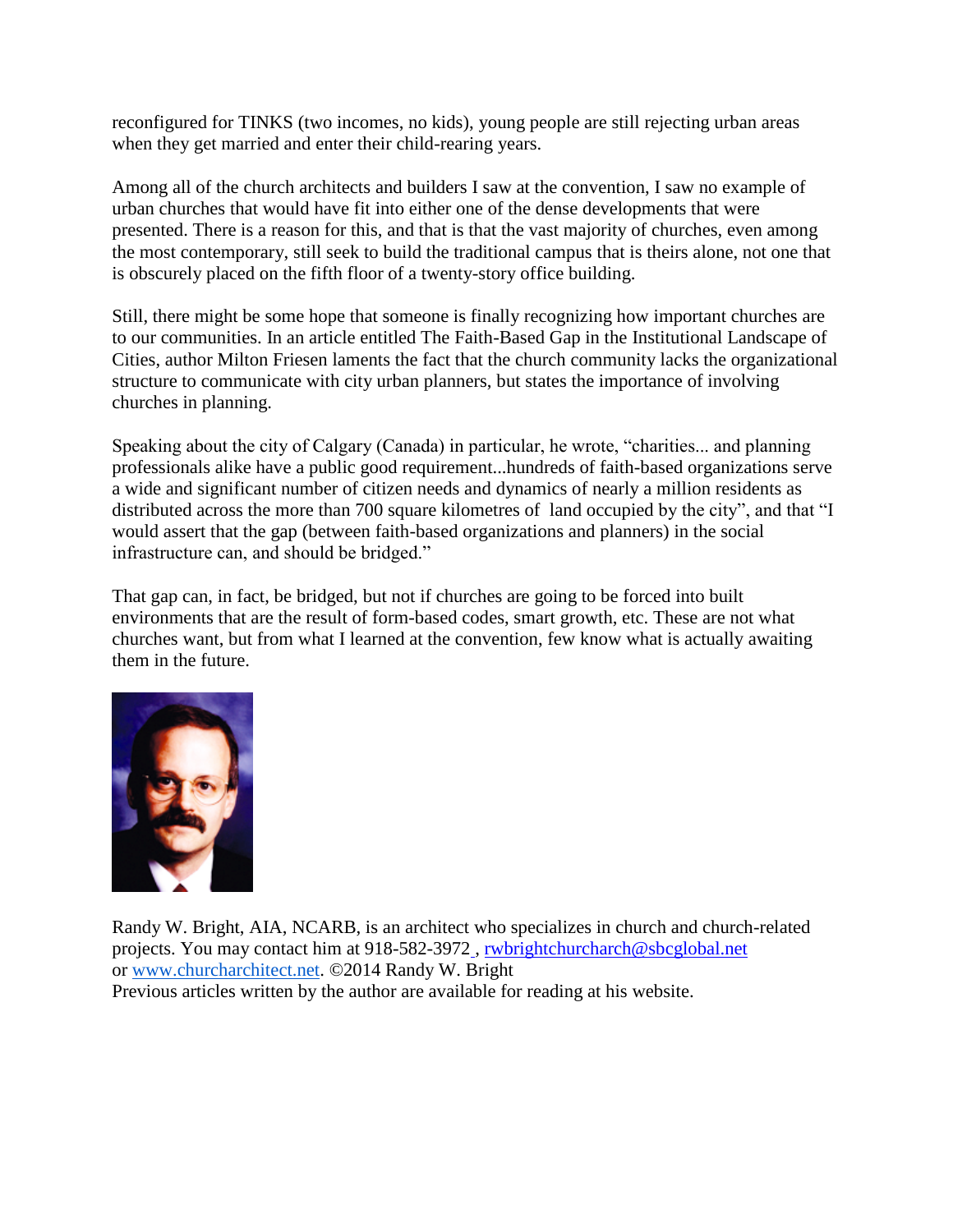reconfigured for TINKS (two incomes, no kids), young people are still rejecting urban areas when they get married and enter their child-rearing years.

Among all of the church architects and builders I saw at the convention, I saw no example of urban churches that would have fit into either one of the dense developments that were presented. There is a reason for this, and that is that the vast majority of churches, even among the most contemporary, still seek to build the traditional campus that is theirs alone, not one that is obscurely placed on the fifth floor of a twenty-story office building.

Still, there might be some hope that someone is finally recognizing how important churches are to our communities. In an article entitled The Faith-Based Gap in the Institutional Landscape of Cities, author Milton Friesen laments the fact that the church community lacks the organizational structure to communicate with city urban planners, but states the importance of involving churches in planning.

Speaking about the city of Calgary (Canada) in particular, he wrote, "charities... and planning professionals alike have a public good requirement...hundreds of faith-based organizations serve a wide and significant number of citizen needs and dynamics of nearly a million residents as distributed across the more than 700 square kilometres of land occupied by the city", and that "I would assert that the gap (between faith-based organizations and planners) in the social infrastructure can, and should be bridged."

That gap can, in fact, be bridged, but not if churches are going to be forced into built environments that are the result of form-based codes, smart growth, etc. These are not what churches want, but from what I learned at the convention, few know what is actually awaiting them in the future.

Randy W. Bright, AIA, NCARB, is an architect who specializes in church and church-related projects. You may contact him at 918-582-3972, rwbrightchurcharch@sbcglobal.net or www.churcharchitect.net. ©2014 Randy W. Bright
Previous articles written by the author are available for reading at his website.